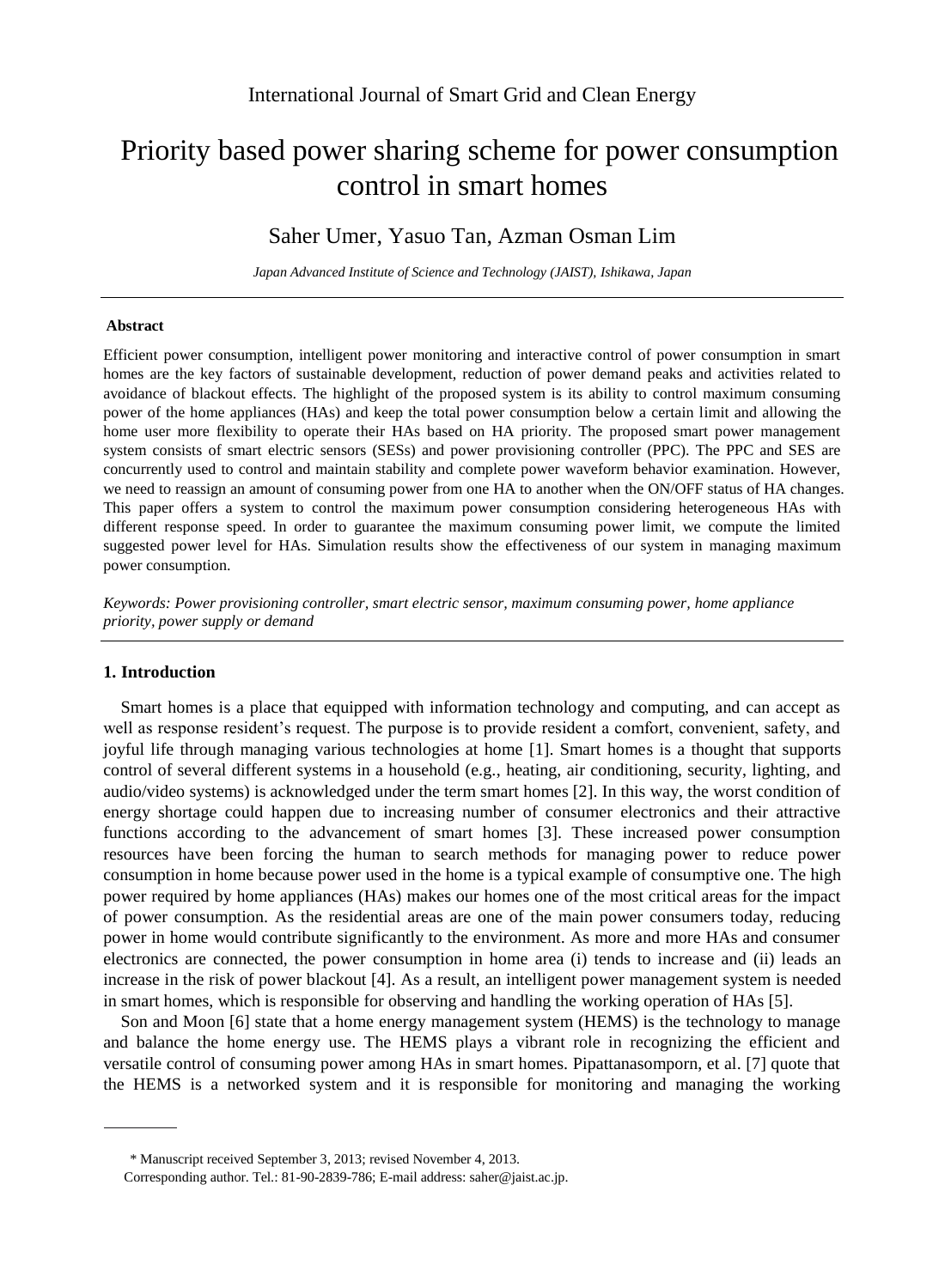International Journal of Smart Grid and Clean Energy

# Priority based power sharing scheme for power consumption control in smart homes

Saher Umer, Yasuo Tan, Azman Osman Lim

*Japan Advanced Institute of Science and Technology (JAIST), Ishikawa, Japan*

---

**Abstract**

Efficient power consumption, intelligent power monitoring and interactive control of power consumption in smart homes are the key factors of sustainable development, reduction of power demand peaks and activities related to avoidance of blackout effects. The highlight of the proposed system is its ability to control maximum consuming power of the home appliances (HAs) and keep the total power consumption below a certain limit and allowing the home user more flexibility to operate their HAs based on HA priority. The proposed smart power management system consists of smart electric sensors (SESs) and power provisioning controller (PPC). The PPC and SES are concurrently used to control and maintain stability and complete power waveform behavior examination. However, we need to reassign an amount of consuming power from one HA to another when the ON/OFF status of HA changes. This paper offers a system to control the maximum power consumption considering heterogeneous HAs with different response speed. In order to guarantee the maximum consuming power limit, we compute the limited suggested power level for HAs. Simulation results show the effectiveness of our system in managing maximum power consumption.

*Keywords: Power provisioning controller, smart electric sensor, maximum consuming power, home appliance priority, power supply or demand*

---

## 1. Introduction

Smart homes is a place that equipped with information technology and computing, and can accept as well as response resident's request. The purpose is to provide resident a comfort, convenient, safety, and joyful life through managing various technologies at home [1]. Smart homes is a thought that supports control of several different systems in a household (e.g., heating, air conditioning, security, lighting, and audio/video systems) is acknowledged under the term smart homes [2]. In this way, the worst condition of energy shortage could happen due to increasing number of consumer electronics and their attractive functions according to the advancement of smart homes [3]. These increased power consumption resources have been forcing the human to search methods for managing power to reduce power consumption in home because power used in the home is a typical example of consumptive one. The high power required by home appliances (HAs) makes our homes one of the most critical areas for the impact of power consumption. As the residential areas are one of the main power consumers today, reducing power in home would contribute significantly to the environment. As more and more HAs and consumer electronics are connected, the power consumption in home area (i) tends to increase and (ii) leads an increase in the risk of power blackout [4]. As a result, an intelligent power management system is needed in smart homes, which is responsible for observing and handling the working operation of HAs [5].

Son and Moon [6] state that a home energy management system (HEMS) is the technology to manage and balance the home energy use. The HEMS plays a vibrant role in recognizing the efficient and versatile control of consuming power among HAs in smart homes. Pipattanasomporn, et al. [7] quote that the HEMS is a networked system and it is responsible for monitoring and managing the working

---

\* Manuscript received September 3, 2013; revised November 4, 2013.

Corresponding author. Tel.: 81-90-2839-786; E-mail address: saher@jaist.ac.jp.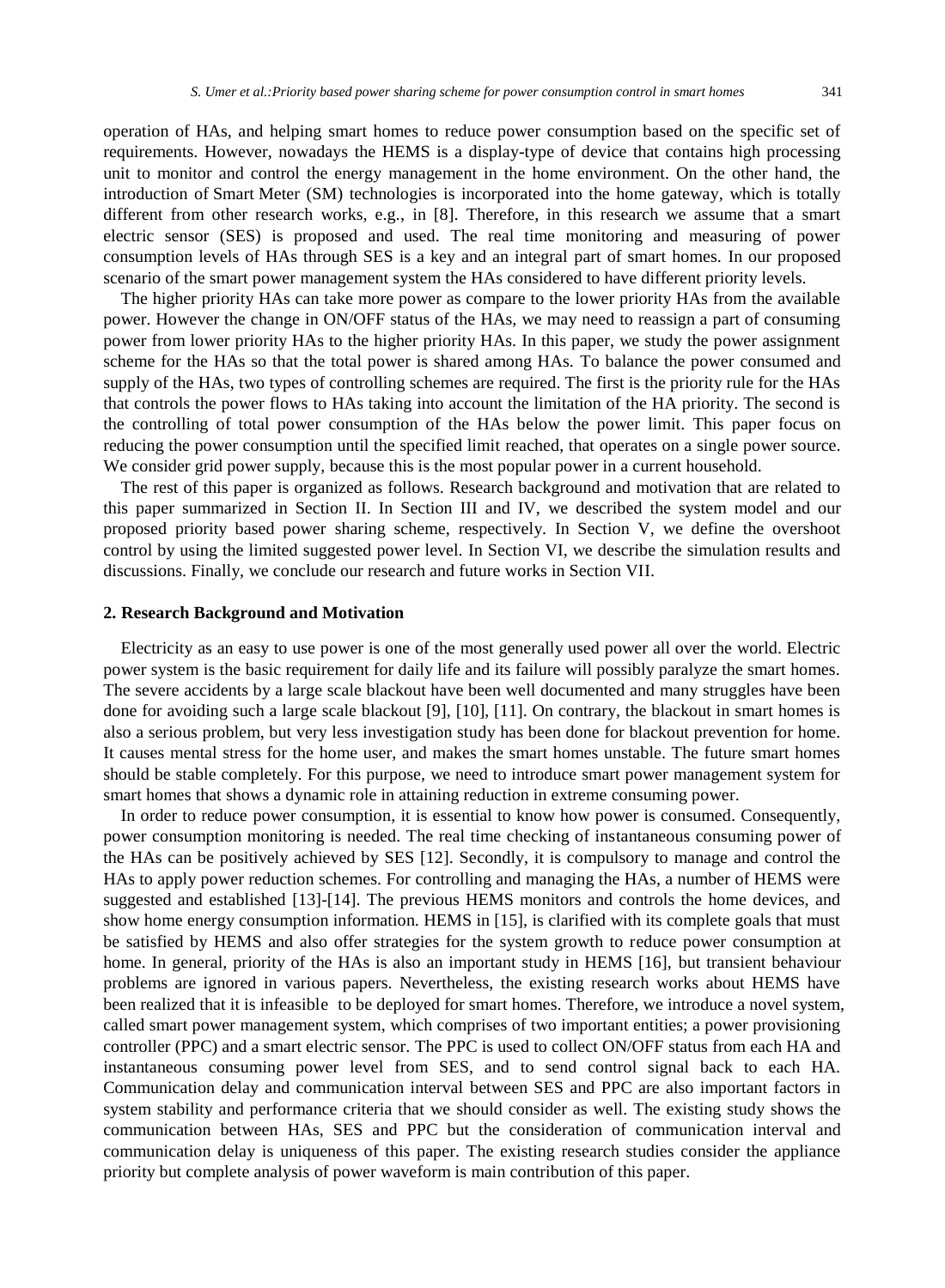operation of HAs, and helping smart homes to reduce power consumption based on the specific set of requirements. However, nowadays the HEMS is a display-type of device that contains high processing unit to monitor and control the energy management in the home environment. On the other hand, the introduction of Smart Meter (SM) technologies is incorporated into the home gateway, which is totally different from other research works, e.g., in [8]. Therefore, in this research we assume that a smart electric sensor (SES) is proposed and used. The real time monitoring and measuring of power consumption levels of HAs through SES is a key and an integral part of smart homes. In our proposed scenario of the smart power management system the HAs considered to have different priority levels.

The higher priority HAs can take more power as compare to the lower priority HAs from the available power. However the change in ON/OFF status of the HAs, we may need to reassign a part of consuming power from lower priority HAs to the higher priority HAs. In this paper, we study the power assignment scheme for the HAs so that the total power is shared among HAs. To balance the power consumed and supply of the HAs, two types of controlling schemes are required. The first is the priority rule for the HAs that controls the power flows to HAs taking into account the limitation of the HA priority. The second is the controlling of total power consumption of the HAs below the power limit. This paper focus on reducing the power consumption until the specified limit reached, that operates on a single power source. We consider grid power supply, because this is the most popular power in a current household.

The rest of this paper is organized as follows. Research background and motivation that are related to this paper summarized in Section II. In Section III and IV, we described the system model and our proposed priority based power sharing scheme, respectively. In Section V, we define the overshoot control by using the limited suggested power level. In Section VI, we describe the simulation results and discussions. Finally, we conclude our research and future works in Section VII.

## 2. Research Background and Motivation

Electricity as an easy to use power is one of the most generally used power all over the world. Electric power system is the basic requirement for daily life and its failure will possibly paralyze the smart homes. The severe accidents by a large scale blackout have been well documented and many struggles have been done for avoiding such a large scale blackout [9], [10], [11]. On contrary, the blackout in smart homes is also a serious problem, but very less investigation study has been done for blackout prevention for home. It causes mental stress for the home user, and makes the smart homes unstable. The future smart homes should be stable completely. For this purpose, we need to introduce smart power management system for smart homes that shows a dynamic role in attaining reduction in extreme consuming power.

In order to reduce power consumption, it is essential to know how power is consumed. Consequently, power consumption monitoring is needed. The real time checking of instantaneous consuming power of the HAs can be positively achieved by SES [12]. Secondly, it is compulsory to manage and control the HAs to apply power reduction schemes. For controlling and managing the HAs, a number of HEMS were suggested and established [13]-[14]. The previous HEMS monitors and controls the home devices, and show home energy consumption information. HEMS in [15], is clarified with its complete goals that must be satisfied by HEMS and also offer strategies for the system growth to reduce power consumption at home. In general, priority of the HAs is also an important study in HEMS [16], but transient behaviour problems are ignored in various papers. Nevertheless, the existing research works about HEMS have been realized that it is infeasible to be deployed for smart homes. Therefore, we introduce a novel system, called smart power management system, which comprises of two important entities; a power provisioning controller (PPC) and a smart electric sensor. The PPC is used to collect ON/OFF status from each HA and instantaneous consuming power level from SES, and to send control signal back to each HA. Communication delay and communication interval between SES and PPC are also important factors in system stability and performance criteria that we should consider as well. The existing study shows the communication between HAs, SES and PPC but the consideration of communication interval and communication delay is uniqueness of this paper. The existing research studies consider the appliance priority but complete analysis of power waveform is main contribution of this paper.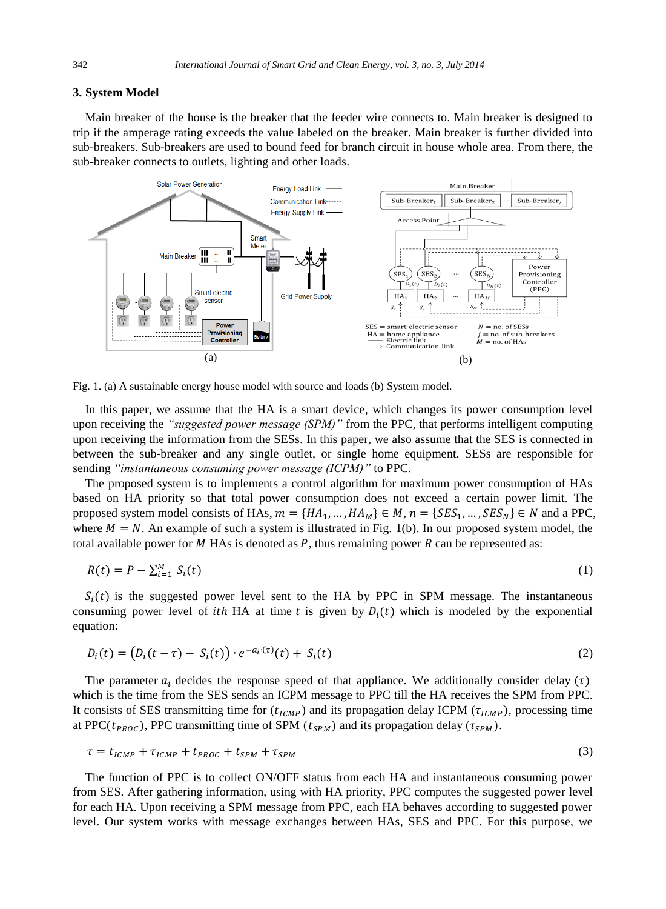## 3. System Model

Main breaker of the house is the breaker that the feeder wire connects to. Main breaker is designed to trip if the amperage rating exceeds the value labeled on the breaker. Main breaker is further divided into sub-breakers. Sub-breakers are used to bound feed for branch circuit in house whole area. From there, the sub-breaker connects to outlets, lighting and other loads.

Fig. 1. (a) A sustainable energy house model with source and loads (b) System model.

In this paper, we assume that the HA is a smart device, which changes its power consumption level upon receiving the *"suggested power message (SPM)"* from the PPC, that performs intelligent computing upon receiving the information from the SESs. In this paper, we also assume that the SES is connected in between the sub-breaker and any single outlet, or single home equipment. SESs are responsible for sending *"instantaneous consuming power message (ICPM)"* to PPC.

The proposed system is to implements a control algorithm for maximum power consumption of HAs based on HA priority so that total power consumption does not exceed a certain power limit. The proposed system model consists of HAs, $m = \{HA_1, \ldots, HA_M\} \in M$, $n = \{SES_1, \ldots, SES_N\} \in N$ and a PPC, where $M = N$. An example of such a system is illustrated in Fig. 1(b). In our proposed system model, the total available power for $M$ HAs is denoted as $P$, thus remaining power $R$ can be represented as:

$$R(t) = P - \sum_{i=1}^{M} S_i(t) \tag{1}$$

$S_i(t)$ is the suggested power level sent to the HA by PPC in SPM message. The instantaneous consuming power level of $ith$ HA at time $t$ is given by $D_i(t)$ which is modeled by the exponential equation:

$$D_i(t) = \left(D_i(t-\tau) - S_i(t)\right) \cdot e^{-a_i \cdot (\tau)}(t) + S_i(t) \tag{2}$$

The parameter $a_i$ decides the response speed of that appliance. We additionally consider delay $(\tau)$ which is the time from the SES sends an ICPM message to PPC till the HA receives the SPM from PPC. It consists of SES transmitting time for $(t_{ICMP})$ and its propagation delay ICPM $(\tau_{ICMP})$, processing time at PPC$(t_{PROC})$, PPC transmitting time of SPM $(t_{SPM})$ and its propagation delay $(\tau_{SPM})$.

$$\tau = t_{ICMP} + \tau_{ICMP} + t_{PROC} + t_{SPM} + \tau_{SPM} \tag{3}$$

The function of PPC is to collect ON/OFF status from each HA and instantaneous consuming power from SES. After gathering information, using with HA priority, PPC computes the suggested power level for each HA. Upon receiving a SPM message from PPC, each HA behaves according to suggested power level. Our system works with message exchanges between HAs, SES and PPC. For this purpose, we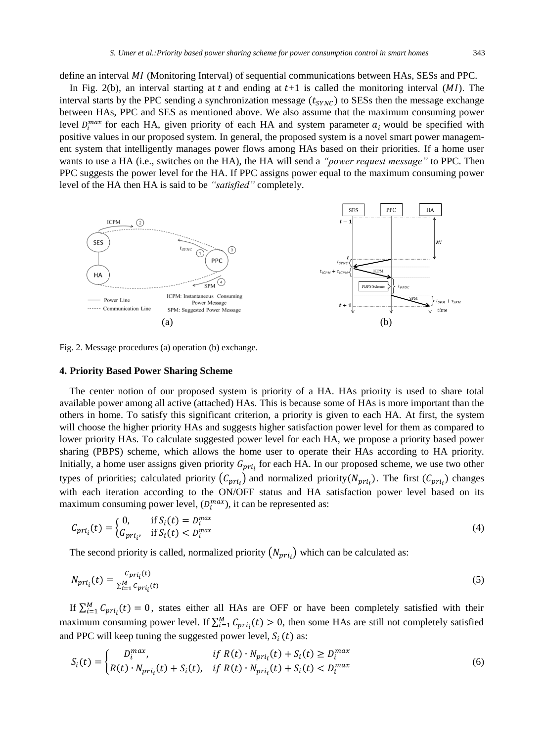define an interval $MI$ (Monitoring Interval) of sequential communications between HAs, SESs and PPC.

In Fig. 2(b), an interval starting at $t$ and ending at $t$+1 is called the monitoring interval ($MI$). The interval starts by the PPC sending a synchronization message ($t_{SYNC}$) to SESs then the message exchange between HAs, PPC and SES as mentioned above. We also assume that the maximum consuming power level $D_i^{max}$ for each HA, given priority of each HA and system parameter $a_i$ would be specified with positive values in our proposed system. In general, the proposed system is a novel smart power management system that intelligently manages power flows among HAs based on their priorities. If a home user wants to use a HA (i.e., switches on the HA), the HA will send a *"power request message"* to PPC. Then PPC suggests the power level for the HA. If PPC assigns power equal to the maximum consuming power level of the HA then HA is said to be *"satisfied"* completely.

Fig. 2. Message procedures (a) operation (b) exchange.

## 4. Priority Based Power Sharing Scheme

The center notion of our proposed system is priority of a HA. HAs priority is used to share total available power among all active (attached) HAs. This is because some of HAs is more important than the others in home. To satisfy this significant criterion, a priority is given to each HA. At first, the system will choose the higher priority HAs and suggests higher satisfaction power level for them as compared to lower priority HAs. To calculate suggested power level for each HA, we propose a priority based power sharing (PBPS) scheme, which allows the home user to operate their HAs according to HA priority. Initially, a home user assigns given priority $G_{pri_i}$ for each HA. In our proposed scheme, we use two other types of priorities; calculated priority $\left(C_{pri_i}\right)$ and normalized priority$(N_{pri_i})$. The first $(C_{pri_i})$ changes with each iteration according to the ON/OFF status and HA satisfaction power level based on its maximum consuming power level, $(D_i^{max})$, it can be represented as:

$$C_{pri_i}(t) = \begin{cases} 0, & \text{if } S_i(t) = D_i^{max} \\ G_{pri_i}, & \text{if } S_i(t) < D_i^{max} \end{cases} \tag{4}$$

The second priority is called, normalized priority $\left(N_{pri_i}\right)$ which can be calculated as:

$$N_{pri_i}(t) = \frac{C_{pri_i}(t)}{\sum_{i=1}^{M} C_{pri_i}(t)} \tag{5}$$

If $\sum_{i=1}^{M} C_{pri_i}(t) = 0$, states either all HAs are OFF or have been completely satisfied with their maximum consuming power level. If $\sum_{i=1}^{M} C_{pri_i}(t) > 0$, then some HAs are still not completely satisfied and PPC will keep tuning the suggested power level, $S_i\,(t)$ as:

$$S_i(t) = \begin{cases} D_i^{max}, & if\ R(t) \cdot N_{pri_i}(t) + S_i(t) \geq D_i^{max} \\ R(t) \cdot N_{pri_i}(t) + S_i(t), & if\ R(t) \cdot N_{pri_i}(t) + S_i(t) < D_i^{max} \end{cases} \tag{6}$$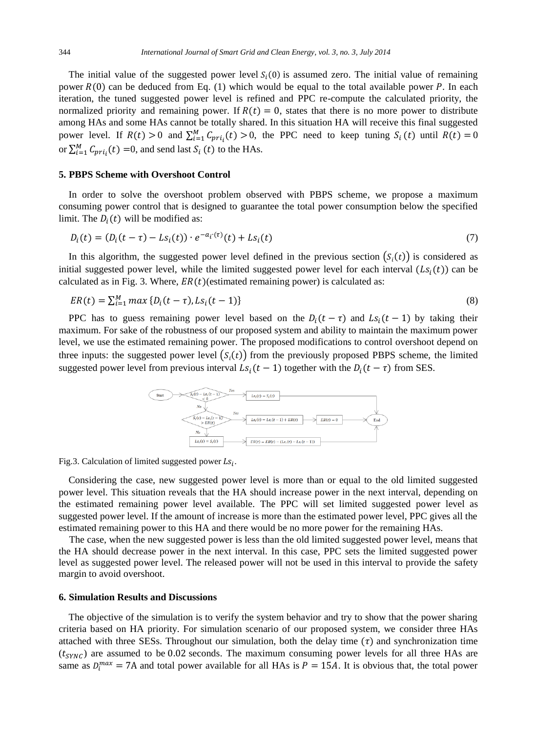The initial value of the suggested power level $S_i(0)$ is assumed zero. The initial value of remaining power $R(0)$ can be deduced from Eq. (1) which would be equal to the total available power $P$. In each iteration, the tuned suggested power level is refined and PPC re-compute the calculated priority, the normalized priority and remaining power. If $R(t) = 0$, states that there is no more power to distribute among HAs and some HAs cannot be totally shared. In this situation HA will receive this final suggested power level. If $R(t) > 0$ and $\sum_{i=1}^{M} C_{pri_i}(t) > 0$, the PPC need to keep tuning $S_i(t)$ until $R(t) = 0$ or $\sum_{i=1}^{M} C_{pri_i}(t) = 0$, and send last $S_i(t)$ to the HAs.

## 5. PBPS Scheme with Overshoot Control

In order to solve the overshoot problem observed with PBPS scheme, we propose a maximum consuming power control that is designed to guarantee the total power consumption below the specified limit. The $D_i(t)$ will be modified as:

$$D_i(t) = (D_i(t-\tau) - Ls_i(t)) \cdot e^{-a_i \cdot (\tau)}(t) + Ls_i(t) \tag{7}$$

In this algorithm, the suggested power level defined in the previous section $(S_i(t))$ is considered as initial suggested power level, while the limited suggested power level for each interval $(Ls_i(t))$ can be calculated as in Fig. 3. Where, $ER(t)$(estimated remaining power) is calculated as:

$$ER(t) = \sum_{i=1}^{M} max\,\{D_i(t-\tau), Ls_i(t-1)\} \tag{8}$$

PPC has to guess remaining power level based on the $D_i(t-\tau)$ and $Ls_i(t-1)$ by taking their maximum. For sake of the robustness of our proposed system and ability to maintain the maximum power level, we use the estimated remaining power. The proposed modifications to control overshoot depend on three inputs: the suggested power level $(S_i(t))$ from the previously proposed PBPS scheme, the limited suggested power level from previous interval $Ls_i(t-1)$ together with the $D_i(t-\tau)$ from SES.

Fig.3. Calculation of limited suggested power $Ls_i$.

Considering the case, new suggested power level is more than or equal to the old limited suggested power level. This situation reveals that the HA should increase power in the next interval, depending on the estimated remaining power level available. The PPC will set limited suggested power level as suggested power level. If the amount of increase is more than the estimated power level, PPC gives all the estimated remaining power to this HA and there would be no more power for the remaining HAs.

The case, when the new suggested power is less than the old limited suggested power level, means that the HA should decrease power in the next interval. In this case, PPC sets the limited suggested power level as suggested power level. The released power will not be used in this interval to provide the safety margin to avoid overshoot.

## 6. Simulation Results and Discussions

The objective of the simulation is to verify the system behavior and try to show that the power sharing criteria based on HA priority. For simulation scenario of our proposed system, we consider three HAs attached with three SESs. Throughout our simulation, both the delay time $(\tau)$ and synchronization time $(t_{SYNC})$ are assumed to be 0.02 seconds. The maximum consuming power levels for all three HAs are same as $D_i^{max} = 7$A and total power available for all HAs is $P = 15A$. It is obvious that, the total power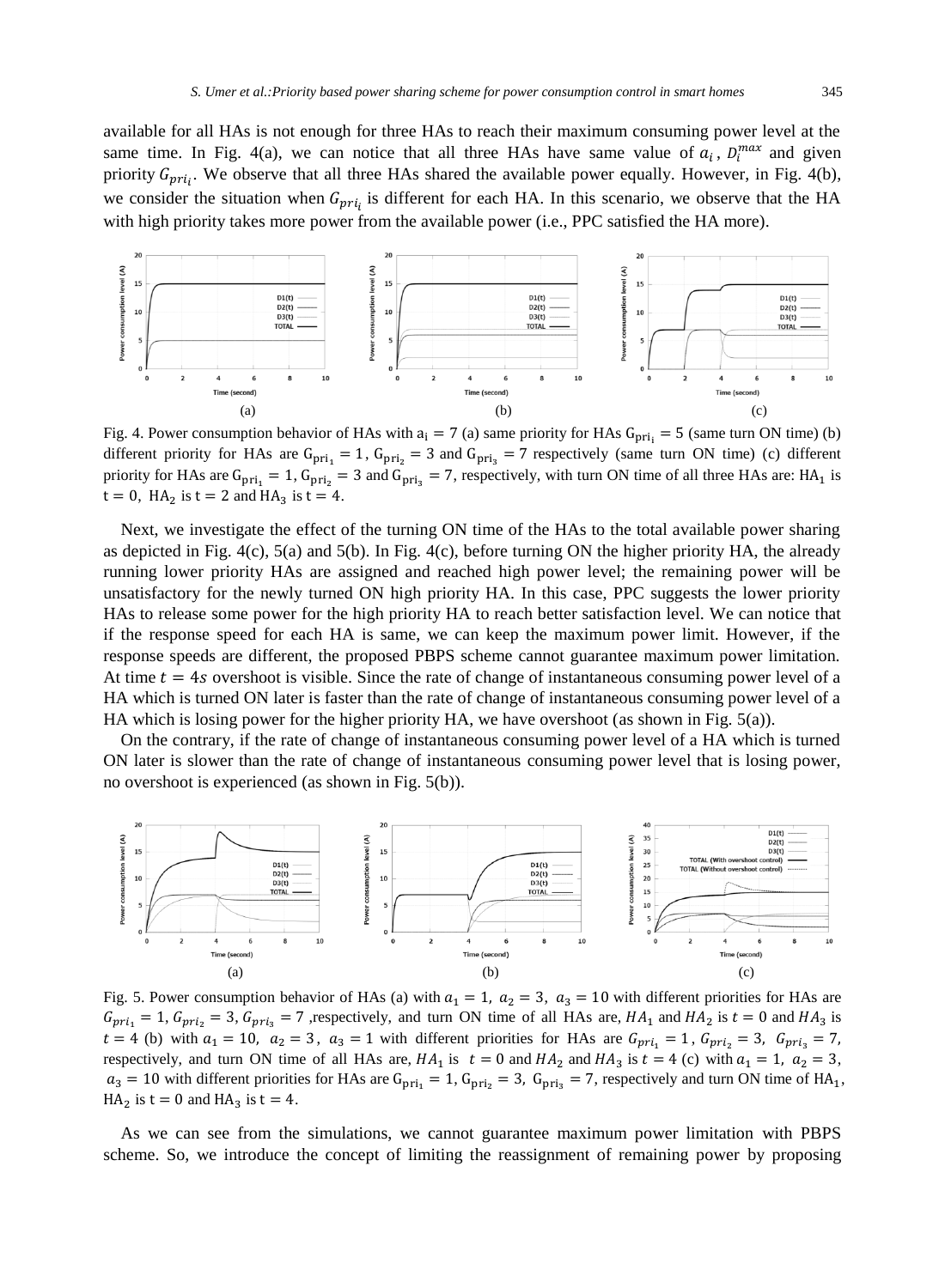available for all HAs is not enough for three HAs to reach their maximum consuming power level at the same time. In Fig. 4(a), we can notice that all three HAs have same value of $a_i$, $D_i^{max}$ and given priority $G_{pri_i}$. We observe that all three HAs shared the available power equally. However, in Fig. 4(b), we consider the situation when $G_{pri_i}$ is different for each HA. In this scenario, we observe that the HA with high priority takes more power from the available power (i.e., PPC satisfied the HA more).

Fig. 4. Power consumption behavior of HAs with $a_i = 7$ (a) same priority for HAs $G_{pri_i} = 5$ (same turn ON time) (b) different priority for HAs are $G_{pri_1} = 1$, $G_{pri_2} = 3$ and $G_{pri_3} = 7$ respectively (same turn ON time) (c) different priority for HAs are $G_{pri_1} = 1$, $G_{pri_2} = 3$ and $G_{pri_3} = 7$, respectively, with turn ON time of all three HAs are: $HA_1$ is $t = 0$, $HA_2$ is $t = 2$ and $HA_3$ is $t = 4$.

Next, we investigate the effect of the turning ON time of the HAs to the total available power sharing as depicted in Fig. 4(c), 5(a) and 5(b). In Fig. 4(c), before turning ON the higher priority HA, the already running lower priority HAs are assigned and reached high power level; the remaining power will be unsatisfactory for the newly turned ON high priority HA. In this case, PPC suggests the lower priority HAs to release some power for the high priority HA to reach better satisfaction level. We can notice that if the response speed for each HA is same, we can keep the maximum power limit. However, if the response speeds are different, the proposed PBPS scheme cannot guarantee maximum power limitation. At time $t = 4s$ overshoot is visible. Since the rate of change of instantaneous consuming power level of a HA which is turned ON later is faster than the rate of change of instantaneous consuming power level of a HA which is losing power for the higher priority HA, we have overshoot (as shown in Fig. 5(a)).

On the contrary, if the rate of change of instantaneous consuming power level of a HA which is turned ON later is slower than the rate of change of instantaneous consuming power level that is losing power, no overshoot is experienced (as shown in Fig. 5(b)).

Fig. 5. Power consumption behavior of HAs (a) with $a_1 = 1$, $a_2 = 3$, $a_3 = 10$ with different priorities for HAs are $G_{pri_1} = 1$, $G_{pri_2} = 3$, $G_{pri_3} = 7$ ,respectively, and turn ON time of all HAs are, $HA_1$ and $HA_2$ is $t = 0$ and $HA_3$ is $t = 4$ (b) with $a_1 = 10$, $a_2 = 3$, $a_3 = 1$ with different priorities for HAs are $G_{pri_1} = 1$, $G_{pri_2} = 3$, $G_{pri_3} = 7$, respectively, and turn ON time of all HAs are, $HA_1$ is $t = 0$ and $HA_2$ and $HA_3$ is $t = 4$ (c) with $a_1 = 1$, $a_2 = 3$, $a_3 = 10$ with different priorities for HAs are $G_{pri_1} = 1$, $G_{pri_2} = 3$, $G_{pri_3} = 7$, respectively and turn ON time of $HA_1$, $HA_2$ is $t = 0$ and $HA_3$ is $t = 4$.

As we can see from the simulations, we cannot guarantee maximum power limitation with PBPS scheme. So, we introduce the concept of limiting the reassignment of remaining power by proposing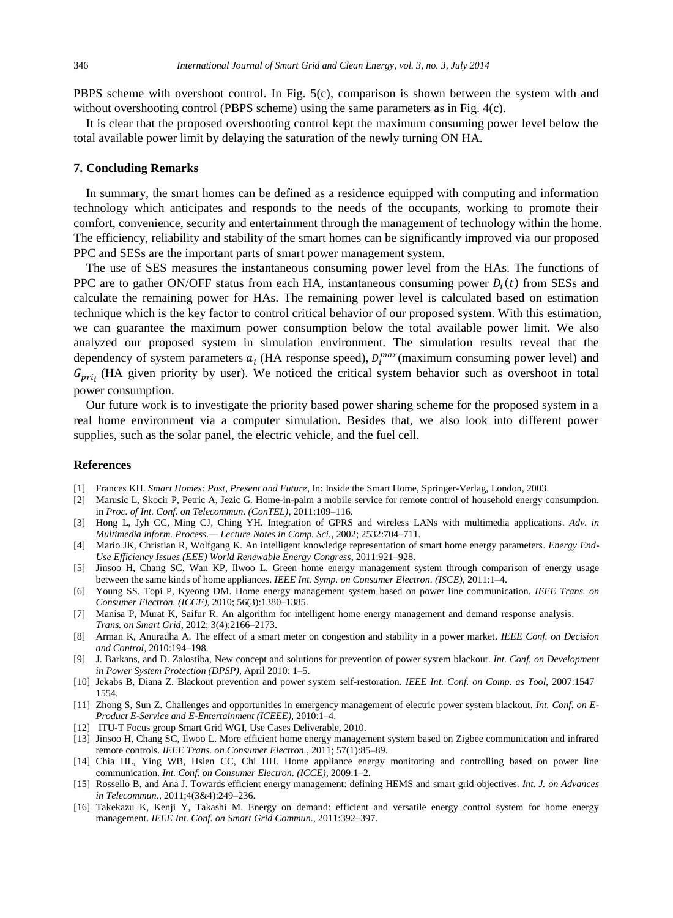PBPS scheme with overshoot control. In Fig. 5(c), comparison is shown between the system with and without overshooting control (PBPS scheme) using the same parameters as in Fig. 4(c).

It is clear that the proposed overshooting control kept the maximum consuming power level below the total available power limit by delaying the saturation of the newly turning ON HA.

## 7. Concluding Remarks

In summary, the smart homes can be defined as a residence equipped with computing and information technology which anticipates and responds to the needs of the occupants, working to promote their comfort, convenience, security and entertainment through the management of technology within the home. The efficiency, reliability and stability of the smart homes can be significantly improved via our proposed PPC and SESs are the important parts of smart power management system.

The use of SES measures the instantaneous consuming power level from the HAs. The functions of PPC are to gather ON/OFF status from each HA, instantaneous consuming power $D_i(t)$ from SESs and calculate the remaining power for HAs. The remaining power level is calculated based on estimation technique which is the key factor to control critical behavior of our proposed system. With this estimation, we can guarantee the maximum power consumption below the total available power limit. We also analyzed our proposed system in simulation environment. The simulation results reveal that the dependency of system parameters $a_i$ (HA response speed), $D_i^{max}$(maximum consuming power level) and $G_{pri_i}$ (HA given priority by user). We noticed the critical system behavior such as overshoot in total power consumption.

Our future work is to investigate the priority based power sharing scheme for the proposed system in a real home environment via a computer simulation. Besides that, we also look into different power supplies, such as the solar panel, the electric vehicle, and the fuel cell.

## References

[1] Frances KH. *Smart Homes: Past, Present and Future*, In: Inside the Smart Home, Springer-Verlag, London, 2003.

[2] Marusic L, Skocir P, Petric A, Jezic G. Home-in-palm a mobile service for remote control of household energy consumption. in *Proc. of Int. Conf. on Telecommun. (ConTEL)*, 2011:109–116.

[3] Hong L, Jyh CC, Ming CJ, Ching YH. Integration of GPRS and wireless LANs with multimedia applications. *Adv. in Multimedia inform. Process.— Lecture Notes in Comp. Sci.*, 2002; 2532:704–711.

[4] Mario JK, Christian R, Wolfgang K. An intelligent knowledge representation of smart home energy parameters. *Energy End-Use Efficiency Issues (EEE) World Renewable Energy Congress*, 2011:921–928.

[5] Jinsoo H, Chang SC, Wan KP, Ilwoo L. Green home energy management system through comparison of energy usage between the same kinds of home appliances. *IEEE Int. Symp. on Consumer Electron. (ISCE)*, 2011:1–4.

[6] Young SS, Topi P, Kyeong DM. Home energy management system based on power line communication. *IEEE Trans. on Consumer Electron. (ICCE)*, 2010; 56(3):1380–1385.

[7] Manisa P, Murat K, Saifur R. An algorithm for intelligent home energy management and demand response analysis. *Trans. on Smart Grid*, 2012; 3(4):2166–2173.

[8] Arman K, Anuradha A. The effect of a smart meter on congestion and stability in a power market. *IEEE Conf. on Decision and Control*, 2010:194–198.

[9] J. Barkans, and D. Zalostiba, New concept and solutions for prevention of power system blackout. *Int. Conf. on Development in Power System Protection (DPSP)*, April 2010: 1–5.

[10] Jekabs B, Diana Z. Blackout prevention and power system self-restoration. *IEEE Int. Conf. on Comp. as Tool*, 2007:1547 1554.

[11] Zhong S, Sun Z. Challenges and opportunities in emergency management of electric power system blackout. *Int. Conf. on E-Product E-Service and E-Entertainment (ICEEE)*, 2010:1–4.

[12] ITU-T Focus group Smart Grid WGI, Use Cases Deliverable, 2010.

[13] Jinsoo H, Chang SC, Ilwoo L. More efficient home energy management system based on Zigbee communication and infrared remote controls. *IEEE Trans. on Consumer Electron.*, 2011; 57(1):85–89.

[14] Chia HL, Ying WB, Hsien CC, Chi HH. Home appliance energy monitoring and controlling based on power line communication. *Int. Conf. on Consumer Electron. (ICCE)*, 2009:1–2.

[15] Rossello B, and Ana J. Towards efficient energy management: defining HEMS and smart grid objectives. *Int. J. on Advances in Telecommun.*, 2011;4(3&4):249–236.

[16] Takekazu K, Kenji Y, Takashi M. Energy on demand: efficient and versatile energy control system for home energy management. *IEEE Int. Conf. on Smart Grid Commun.*, 2011:392–397.